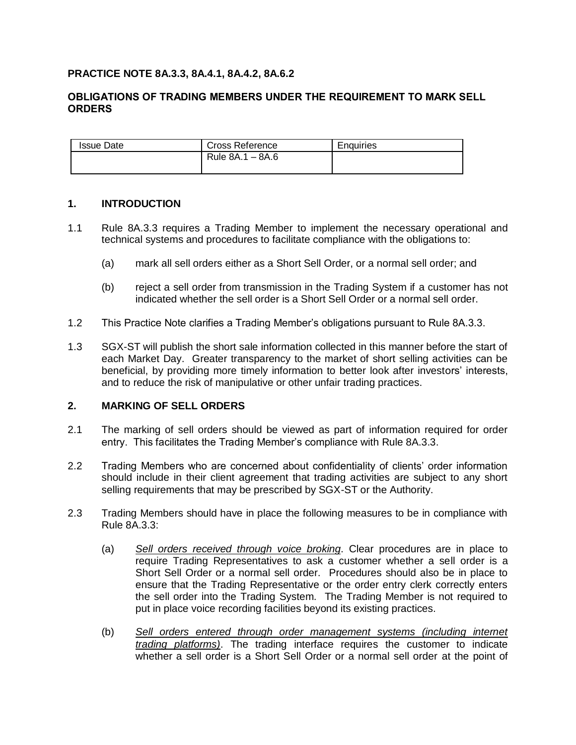**PRACTICE NOTE 8A.3.3, 8A.4.1, 8A.4.2, 8A.6.2**

**OBLIGATIONS OF TRADING MEMBERS UNDER THE REQUIREMENT TO MARK SELL ORDERS**

| Issue Date | Cross Reference | Enquiries |
|---|---|---|
| | Rule 8A.1 – 8A.6 | |

## 1. INTRODUCTION

1.1 Rule 8A.3.3 requires a Trading Member to implement the necessary operational and technical systems and procedures to facilitate compliance with the obligations to:

(a) mark all sell orders either as a Short Sell Order, or a normal sell order; and

(b) reject a sell order from transmission in the Trading System if a customer has not indicated whether the sell order is a Short Sell Order or a normal sell order.

1.2 This Practice Note clarifies a Trading Member's obligations pursuant to Rule 8A.3.3.

1.3 SGX-ST will publish the short sale information collected in this manner before the start of each Market Day. Greater transparency to the market of short selling activities can be beneficial, by providing more timely information to better look after investors' interests, and to reduce the risk of manipulative or other unfair trading practices.

## 2. MARKING OF SELL ORDERS

2.1 The marking of sell orders should be viewed as part of information required for order entry. This facilitates the Trading Member's compliance with Rule 8A.3.3.

2.2 Trading Members who are concerned about confidentiality of clients' order information should include in their client agreement that trading activities are subject to any short selling requirements that may be prescribed by SGX-ST or the Authority.

2.3 Trading Members should have in place the following measures to be in compliance with Rule 8A.3.3:

(a) *Sell orders received through voice broking*. Clear procedures are in place to require Trading Representatives to ask a customer whether a sell order is a Short Sell Order or a normal sell order. Procedures should also be in place to ensure that the Trading Representative or the order entry clerk correctly enters the sell order into the Trading System. The Trading Member is not required to put in place voice recording facilities beyond its existing practices.

(b) *Sell orders entered through order management systems (including internet trading platforms)*. The trading interface requires the customer to indicate whether a sell order is a Short Sell Order or a normal sell order at the point of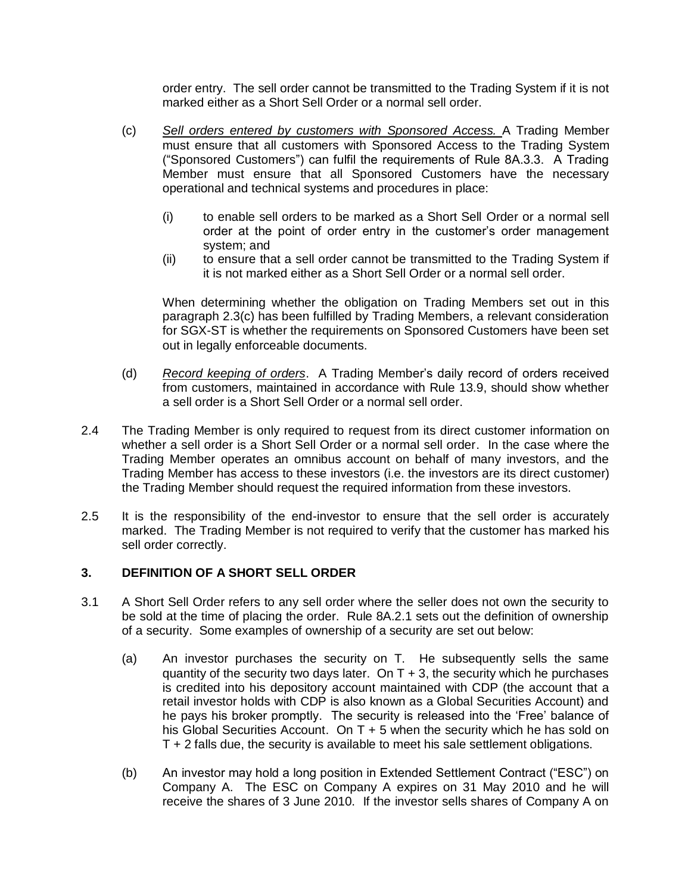order entry. The sell order cannot be transmitted to the Trading System if it is not marked either as a Short Sell Order or a normal sell order.

(c) *Sell orders entered by customers with Sponsored Access.* A Trading Member must ensure that all customers with Sponsored Access to the Trading System ("Sponsored Customers") can fulfil the requirements of Rule 8A.3.3. A Trading Member must ensure that all Sponsored Customers have the necessary operational and technical systems and procedures in place:

   (i) to enable sell orders to be marked as a Short Sell Order or a normal sell order at the point of order entry in the customer's order management system; and
   
   (ii) to ensure that a sell order cannot be transmitted to the Trading System if it is not marked either as a Short Sell Order or a normal sell order.

   When determining whether the obligation on Trading Members set out in this paragraph 2.3(c) has been fulfilled by Trading Members, a relevant consideration for SGX-ST is whether the requirements on Sponsored Customers have been set out in legally enforceable documents.

(d) *Record keeping of orders*. A Trading Member's daily record of orders received from customers, maintained in accordance with Rule 13.9, should show whether a sell order is a Short Sell Order or a normal sell order.

2.4 The Trading Member is only required to request from its direct customer information on whether a sell order is a Short Sell Order or a normal sell order. In the case where the Trading Member operates an omnibus account on behalf of many investors, and the Trading Member has access to these investors (i.e. the investors are its direct customer) the Trading Member should request the required information from these investors.

2.5 It is the responsibility of the end-investor to ensure that the sell order is accurately marked. The Trading Member is not required to verify that the customer has marked his sell order correctly.

## 3. DEFINITION OF A SHORT SELL ORDER

3.1 A Short Sell Order refers to any sell order where the seller does not own the security to be sold at the time of placing the order. Rule 8A.2.1 sets out the definition of ownership of a security. Some examples of ownership of a security are set out below:

(a) An investor purchases the security on T. He subsequently sells the same quantity of the security two days later. On T + 3, the security which he purchases is credited into his depository account maintained with CDP (the account that a retail investor holds with CDP is also known as a Global Securities Account) and he pays his broker promptly. The security is released into the 'Free' balance of his Global Securities Account. On T + 5 when the security which he has sold on T + 2 falls due, the security is available to meet his sale settlement obligations.

(b) An investor may hold a long position in Extended Settlement Contract ("ESC") on Company A. The ESC on Company A expires on 31 May 2010 and he will receive the shares of 3 June 2010. If the investor sells shares of Company A on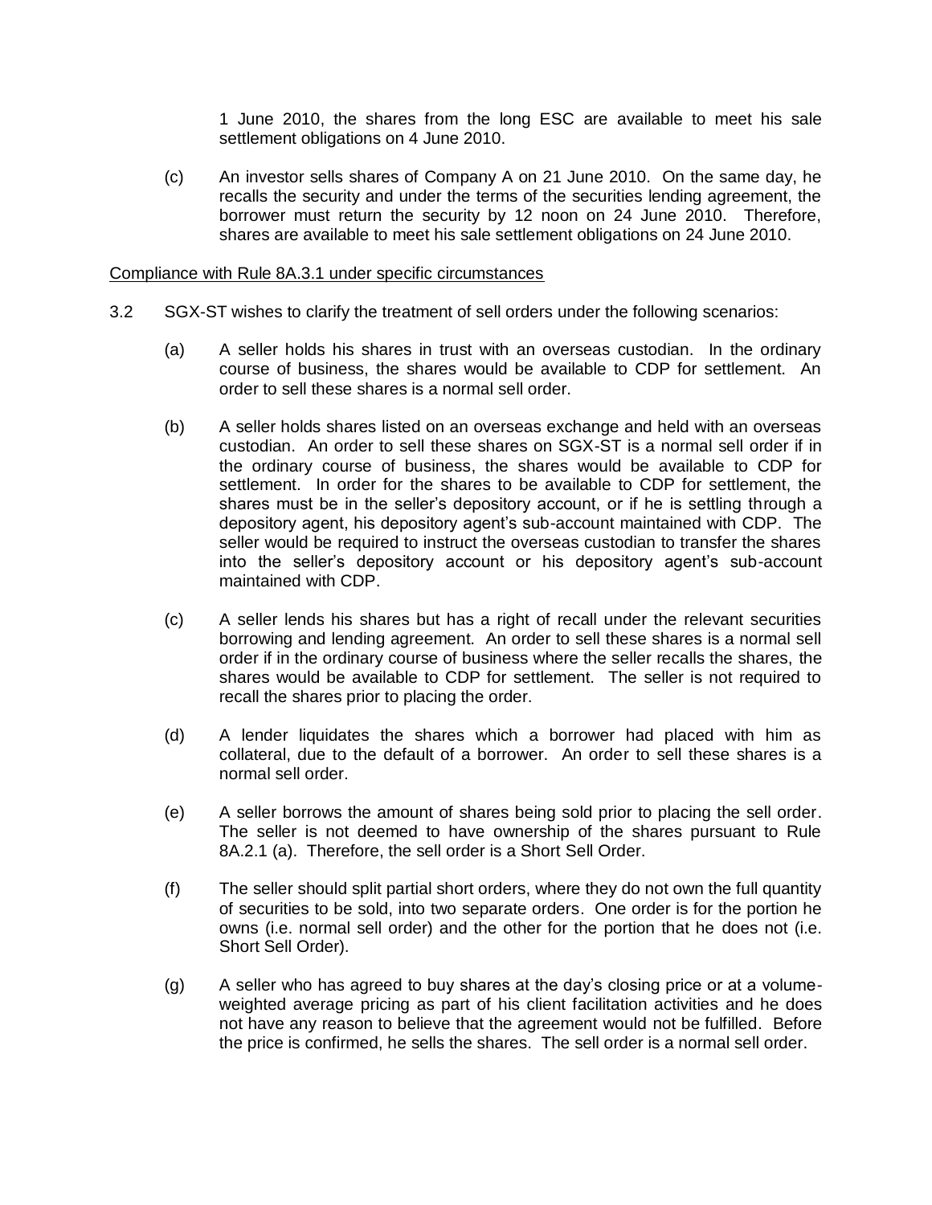1 June 2010, the shares from the long ESC are available to meet his sale settlement obligations on 4 June 2010.

(c) An investor sells shares of Company A on 21 June 2010. On the same day, he recalls the security and under the terms of the securities lending agreement, the borrower must return the security by 12 noon on 24 June 2010. Therefore, shares are available to meet his sale settlement obligations on 24 June 2010.

<u>Compliance with Rule 8A.3.1 under specific circumstances</u>

3.2 SGX-ST wishes to clarify the treatment of sell orders under the following scenarios:

(a) A seller holds his shares in trust with an overseas custodian. In the ordinary course of business, the shares would be available to CDP for settlement. An order to sell these shares is a normal sell order.

(b) A seller holds shares listed on an overseas exchange and held with an overseas custodian. An order to sell these shares on SGX-ST is a normal sell order if in the ordinary course of business, the shares would be available to CDP for settlement. In order for the shares to be available to CDP for settlement, the shares must be in the seller's depository account, or if he is settling through a depository agent, his depository agent's sub-account maintained with CDP. The seller would be required to instruct the overseas custodian to transfer the shares into the seller's depository account or his depository agent's sub-account maintained with CDP.

(c) A seller lends his shares but has a right of recall under the relevant securities borrowing and lending agreement. An order to sell these shares is a normal sell order if in the ordinary course of business where the seller recalls the shares, the shares would be available to CDP for settlement. The seller is not required to recall the shares prior to placing the order.

(d) A lender liquidates the shares which a borrower had placed with him as collateral, due to the default of a borrower. An order to sell these shares is a normal sell order.

(e) A seller borrows the amount of shares being sold prior to placing the sell order. The seller is not deemed to have ownership of the shares pursuant to Rule 8A.2.1 (a). Therefore, the sell order is a Short Sell Order.

(f) The seller should split partial short orders, where they do not own the full quantity of securities to be sold, into two separate orders. One order is for the portion he owns (i.e. normal sell order) and the other for the portion that he does not (i.e. Short Sell Order).

(g) A seller who has agreed to buy shares at the day's closing price or at a volume-weighted average pricing as part of his client facilitation activities and he does not have any reason to believe that the agreement would not be fulfilled. Before the price is confirmed, he sells the shares. The sell order is a normal sell order.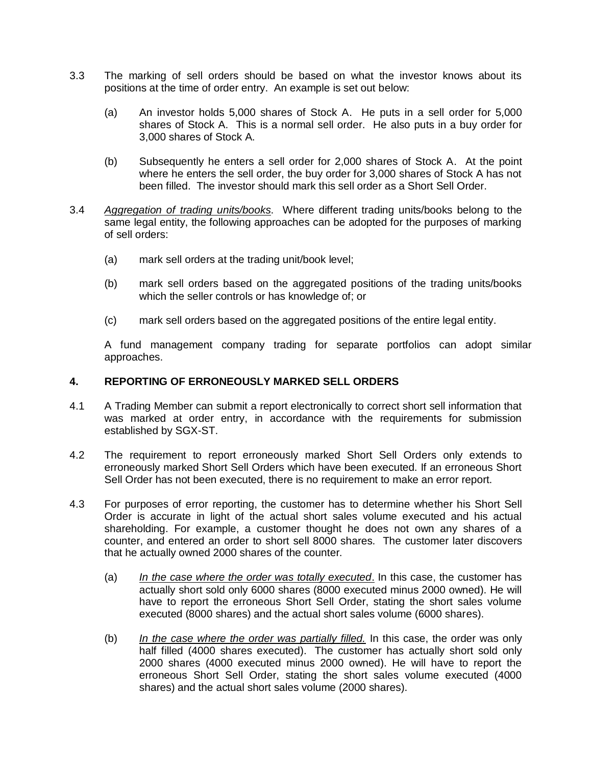3.3 The marking of sell orders should be based on what the investor knows about its positions at the time of order entry. An example is set out below:

(a) An investor holds 5,000 shares of Stock A. He puts in a sell order for 5,000 shares of Stock A. This is a normal sell order. He also puts in a buy order for 3,000 shares of Stock A.

(b) Subsequently he enters a sell order for 2,000 shares of Stock A. At the point where he enters the sell order, the buy order for 3,000 shares of Stock A has not been filled. The investor should mark this sell order as a Short Sell Order.

3.4 <u>*Aggregation of trading units/books*</u>. Where different trading units/books belong to the same legal entity, the following approaches can be adopted for the purposes of marking of sell orders:

(a) mark sell orders at the trading unit/book level;

(b) mark sell orders based on the aggregated positions of the trading units/books which the seller controls or has knowledge of; or

(c) mark sell orders based on the aggregated positions of the entire legal entity.

A fund management company trading for separate portfolios can adopt similar approaches.

## 4. REPORTING OF ERRONEOUSLY MARKED SELL ORDERS

4.1 A Trading Member can submit a report electronically to correct short sell information that was marked at order entry, in accordance with the requirements for submission established by SGX-ST.

4.2 The requirement to report erroneously marked Short Sell Orders only extends to erroneously marked Short Sell Orders which have been executed. If an erroneous Short Sell Order has not been executed, there is no requirement to make an error report.

4.3 For purposes of error reporting, the customer has to determine whether his Short Sell Order is accurate in light of the actual short sales volume executed and his actual shareholding. For example, a customer thought he does not own any shares of a counter, and entered an order to short sell 8000 shares. The customer later discovers that he actually owned 2000 shares of the counter.

(a) <u>*In the case where the order was totally executed*</u>. In this case, the customer has actually short sold only 6000 shares (8000 executed minus 2000 owned). He will have to report the erroneous Short Sell Order, stating the short sales volume executed (8000 shares) and the actual short sales volume (6000 shares).

(b) <u>*In the case where the order was partially filled.*</u> In this case, the order was only half filled (4000 shares executed). The customer has actually short sold only 2000 shares (4000 executed minus 2000 owned). He will have to report the erroneous Short Sell Order, stating the short sales volume executed (4000 shares) and the actual short sales volume (2000 shares).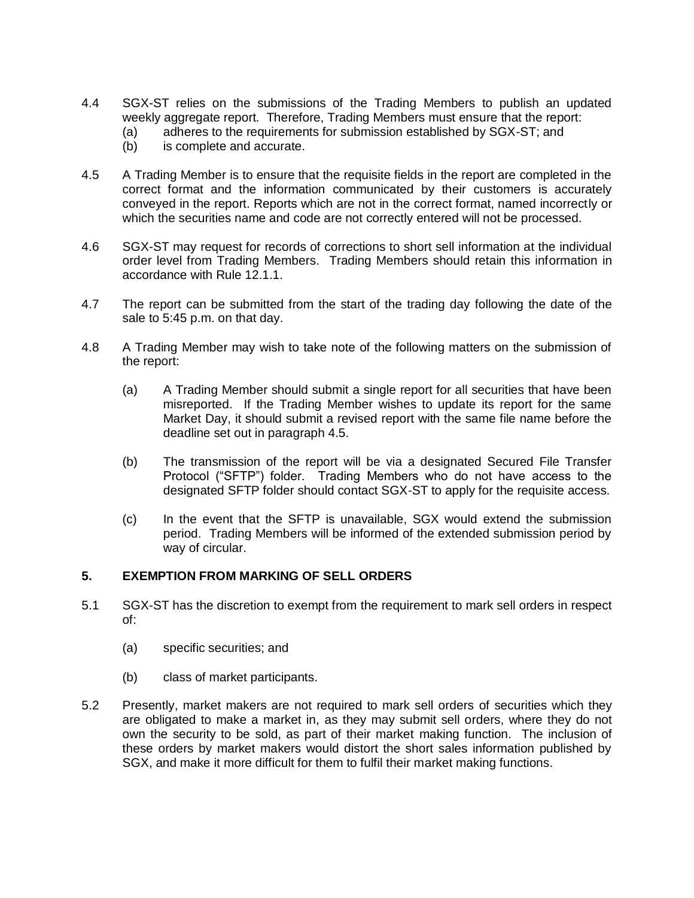4.4 SGX-ST relies on the submissions of the Trading Members to publish an updated weekly aggregate report. Therefore, Trading Members must ensure that the report:

  (a) adheres to the requirements for submission established by SGX-ST; and
  (b) is complete and accurate.

4.5 A Trading Member is to ensure that the requisite fields in the report are completed in the correct format and the information communicated by their customers is accurately conveyed in the report. Reports which are not in the correct format, named incorrectly or which the securities name and code are not correctly entered will not be processed.

4.6 SGX-ST may request for records of corrections to short sell information at the individual order level from Trading Members. Trading Members should retain this information in accordance with Rule 12.1.1.

4.7 The report can be submitted from the start of the trading day following the date of the sale to 5:45 p.m. on that day.

4.8 A Trading Member may wish to take note of the following matters on the submission of the report:

  (a) A Trading Member should submit a single report for all securities that have been misreported. If the Trading Member wishes to update its report for the same Market Day, it should submit a revised report with the same file name before the deadline set out in paragraph 4.5.

  (b) The transmission of the report will be via a designated Secured File Transfer Protocol ("SFTP") folder. Trading Members who do not have access to the designated SFTP folder should contact SGX-ST to apply for the requisite access.

  (c) In the event that the SFTP is unavailable, SGX would extend the submission period. Trading Members will be informed of the extended submission period by way of circular.

## 5. EXEMPTION FROM MARKING OF SELL ORDERS

5.1 SGX-ST has the discretion to exempt from the requirement to mark sell orders in respect of:

  (a) specific securities; and

  (b) class of market participants.

5.2 Presently, market makers are not required to mark sell orders of securities which they are obligated to make a market in, as they may submit sell orders, where they do not own the security to be sold, as part of their market making function. The inclusion of these orders by market makers would distort the short sales information published by SGX, and make it more difficult for them to fulfil their market making functions.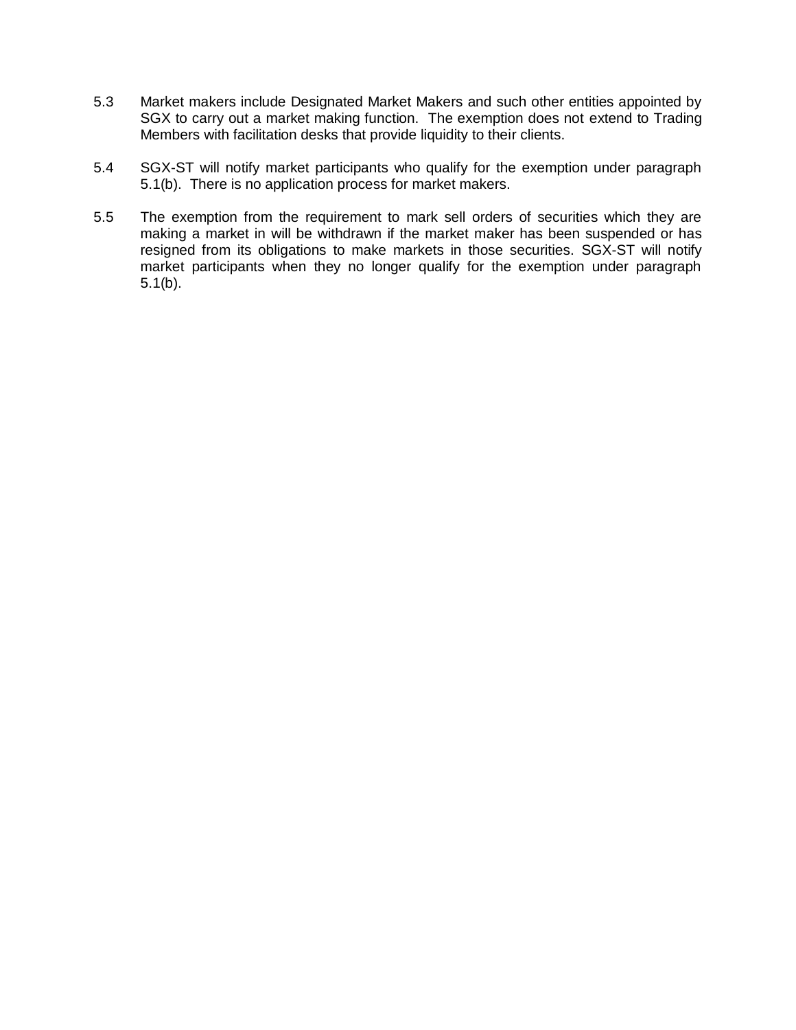5.3 Market makers include Designated Market Makers and such other entities appointed by SGX to carry out a market making function. The exemption does not extend to Trading Members with facilitation desks that provide liquidity to their clients.

5.4 SGX-ST will notify market participants who qualify for the exemption under paragraph 5.1(b). There is no application process for market makers.

5.5 The exemption from the requirement to mark sell orders of securities which they are making a market in will be withdrawn if the market maker has been suspended or has resigned from its obligations to make markets in those securities. SGX-ST will notify market participants when they no longer qualify for the exemption under paragraph 5.1(b).